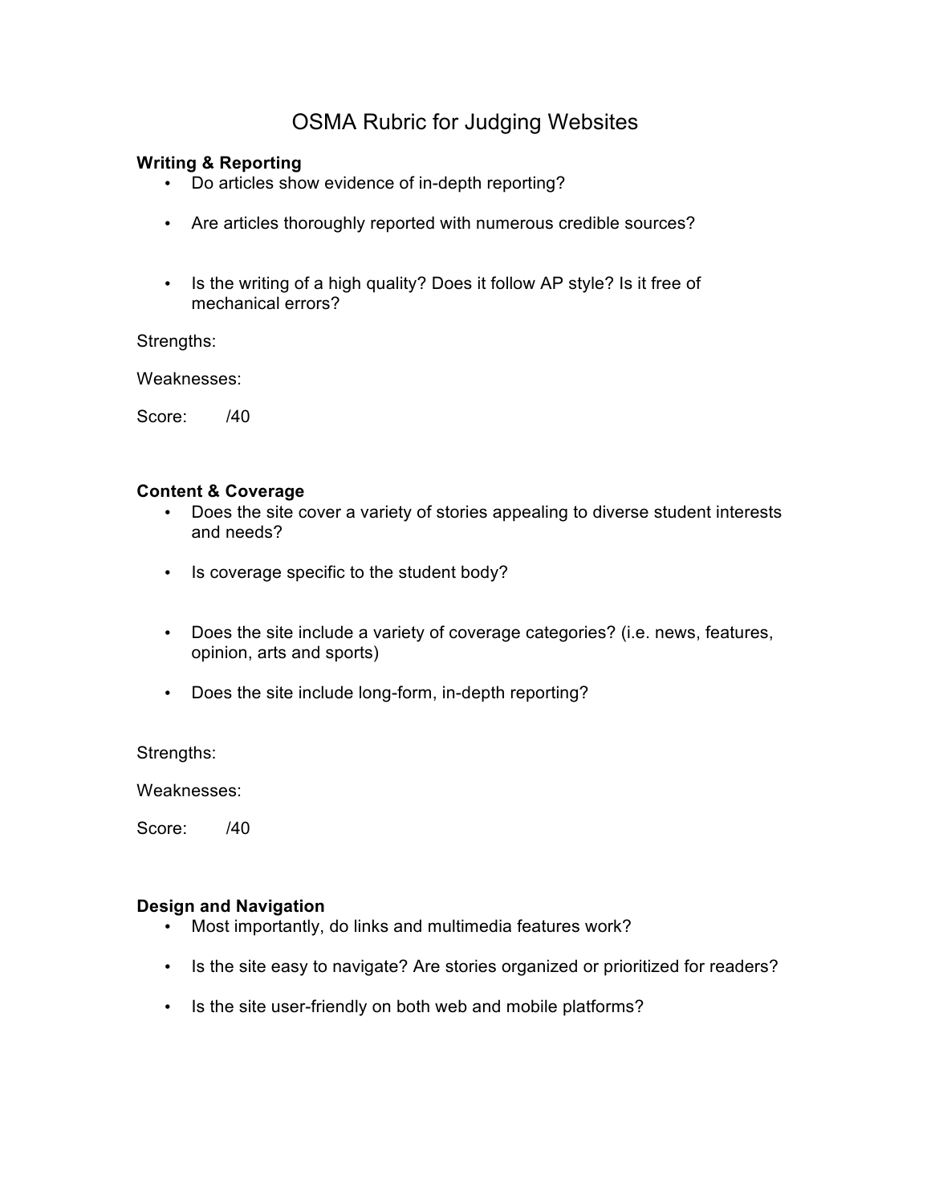# OSMA Rubric for Judging Websites

**Writing & Reporting**

- Do articles show evidence of in-depth reporting?
- Are articles thoroughly reported with numerous credible sources?
- Is the writing of a high quality? Does it follow AP style? Is it free of mechanical errors?

Strengths:

Weaknesses:

Score: /40

**Content & Coverage**

- Does the site cover a variety of stories appealing to diverse student interests and needs?
- Is coverage specific to the student body?
- Does the site include a variety of coverage categories? (i.e. news, features, opinion, arts and sports)
- Does the site include long-form, in-depth reporting?

Strengths:

Weaknesses:

Score: /40

**Design and Navigation**

- Most importantly, do links and multimedia features work?
- Is the site easy to navigate? Are stories organized or prioritized for readers?
- Is the site user-friendly on both web and mobile platforms?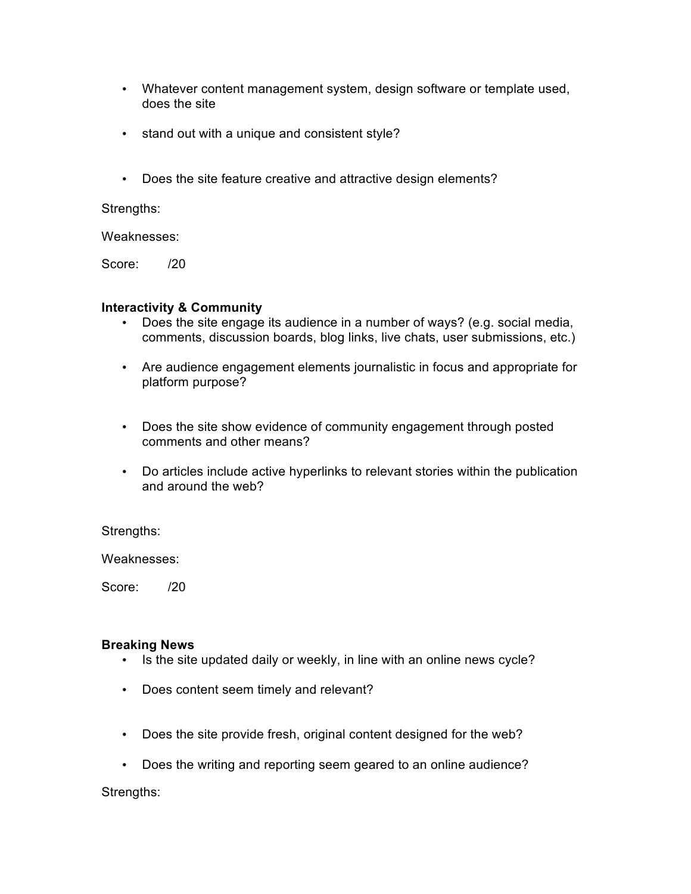- Whatever content management system, design software or template used, does the site
- stand out with a unique and consistent style?
- Does the site feature creative and attractive design elements?

Strengths:

Weaknesses:

Score: /20

**Interactivity & Community**

- Does the site engage its audience in a number of ways? (e.g. social media, comments, discussion boards, blog links, live chats, user submissions, etc.)
- Are audience engagement elements journalistic in focus and appropriate for platform purpose?
- Does the site show evidence of community engagement through posted comments and other means?
- Do articles include active hyperlinks to relevant stories within the publication and around the web?

Strengths:

Weaknesses:

Score: /20

**Breaking News**

- Is the site updated daily or weekly, in line with an online news cycle?
- Does content seem timely and relevant?
- Does the site provide fresh, original content designed for the web?
- Does the writing and reporting seem geared to an online audience?

Strengths: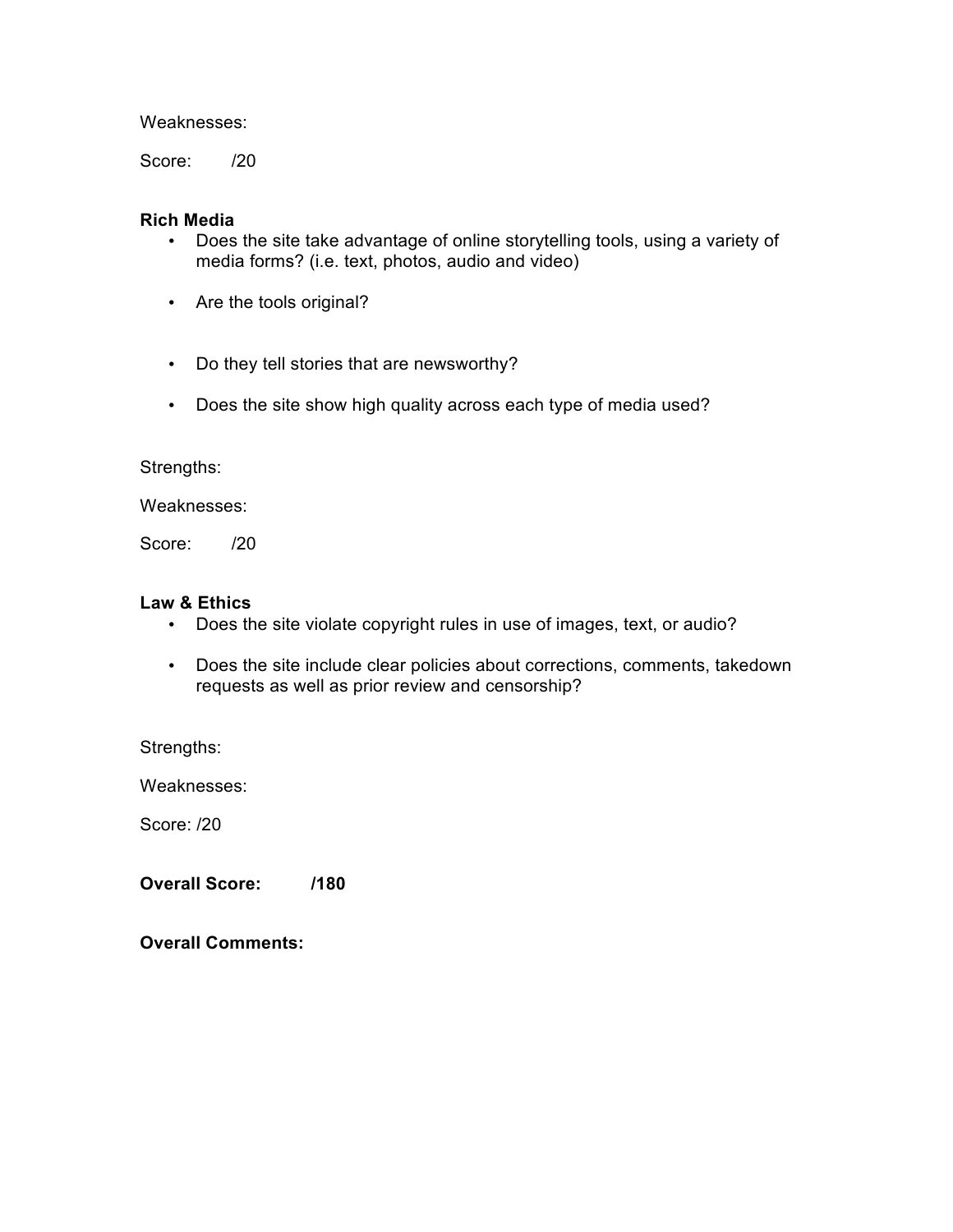Weaknesses:

Score: /20

**Rich Media**

- Does the site take advantage of online storytelling tools, using a variety of media forms? (i.e. text, photos, audio and video)
- Are the tools original?
- Do they tell stories that are newsworthy?
- Does the site show high quality across each type of media used?

Strengths:

Weaknesses:

Score: /20

**Law & Ethics**

- Does the site violate copyright rules in use of images, text, or audio?
- Does the site include clear policies about corrections, comments, takedown requests as well as prior review and censorship?

Strengths:

Weaknesses:

Score: /20

**Overall Score: /180**

**Overall Comments:**